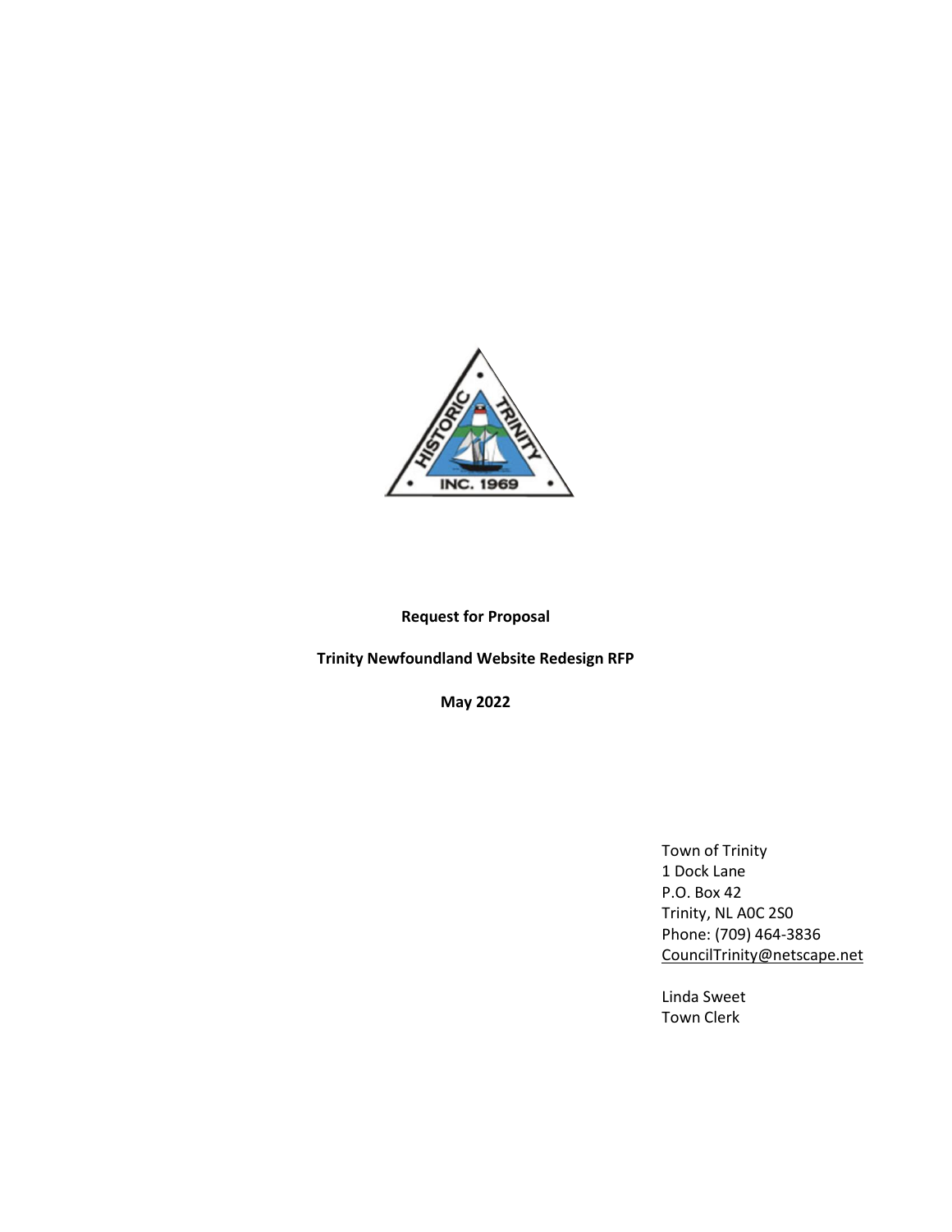**Request for Proposal**

**Trinity Newfoundland Website Redesign RFP**

**May 2022**

Town of Trinity
1 Dock Lane
P.O. Box 42
Trinity, NL A0C 2S0
Phone: (709) 464-3836
CouncilTrinity@netscape.net

Linda Sweet
Town Clerk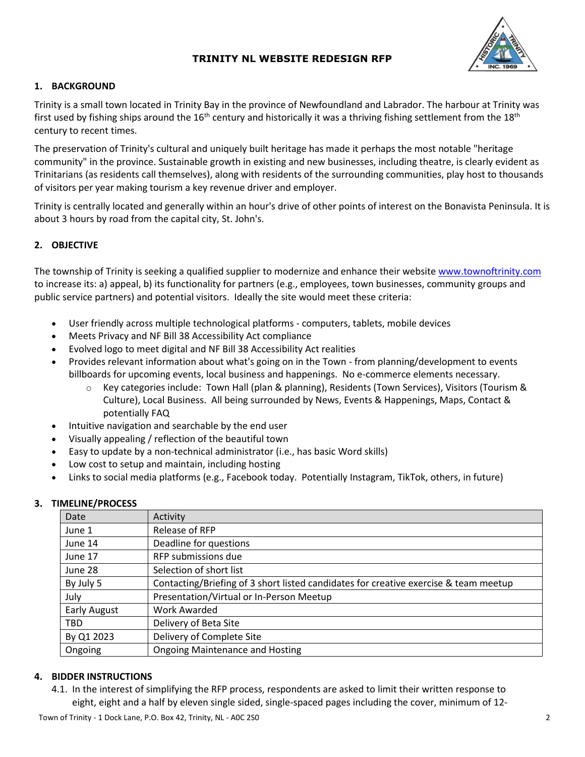# TRINITY NL WEBSITE REDESIGN RFP

## 1. BACKGROUND

Trinity is a small town located in Trinity Bay in the province of Newfoundland and Labrador. The harbour at Trinity was first used by fishing ships around the 16th century and historically it was a thriving fishing settlement from the 18th century to recent times.

The preservation of Trinity's cultural and uniquely built heritage has made it perhaps the most notable "heritage community" in the province. Sustainable growth in existing and new businesses, including theatre, is clearly evident as Trinitarians (as residents call themselves), along with residents of the surrounding communities, play host to thousands of visitors per year making tourism a key revenue driver and employer.

Trinity is centrally located and generally within an hour's drive of other points of interest on the Bonavista Peninsula. It is about 3 hours by road from the capital city, St. John's.

## 2. OBJECTIVE

The township of Trinity is seeking a qualified supplier to modernize and enhance their website www.townoftrinity.com to increase its: a) appeal, b) its functionality for partners (e.g., employees, town businesses, community groups and public service partners) and potential visitors. Ideally the site would meet these criteria:

- User friendly across multiple technological platforms - computers, tablets, mobile devices
- Meets Privacy and NF Bill 38 Accessibility Act compliance
- Evolved logo to meet digital and NF Bill 38 Accessibility Act realities
- Provides relevant information about what's going on in the Town - from planning/development to events billboards for upcoming events, local business and happenings. No e-commerce elements necessary.
    - Key categories include: Town Hall (plan & planning), Residents (Town Services), Visitors (Tourism & Culture), Local Business. All being surrounded by News, Events & Happenings, Maps, Contact & potentially FAQ
- Intuitive navigation and searchable by the end user
- Visually appealing / reflection of the beautiful town
- Easy to update by a non-technical administrator (i.e., has basic Word skills)
- Low cost to setup and maintain, including hosting
- Links to social media platforms (e.g., Facebook today. Potentially Instagram, TikTok, others, in future)

## 3. TIMELINE/PROCESS

| Date | Activity |
|---|---|
| June 1 | Release of RFP |
| June 14 | Deadline for questions |
| June 17 | RFP submissions due |
| June 28 | Selection of short list |
| By July 5 | Contacting/Briefing of 3 short listed candidates for creative exercise & team meetup |
| July | Presentation/Virtual or In-Person Meetup |
| Early August | Work Awarded |
| TBD | Delivery of Beta Site |
| By Q1 2023 | Delivery of Complete Site |
| Ongoing | Ongoing Maintenance and Hosting |

## 4. BIDDER INSTRUCTIONS

4.1. In the interest of simplifying the RFP process, respondents are asked to limit their written response to eight, eight and a half by eleven single sided, single-spaced pages including the cover, minimum of 12-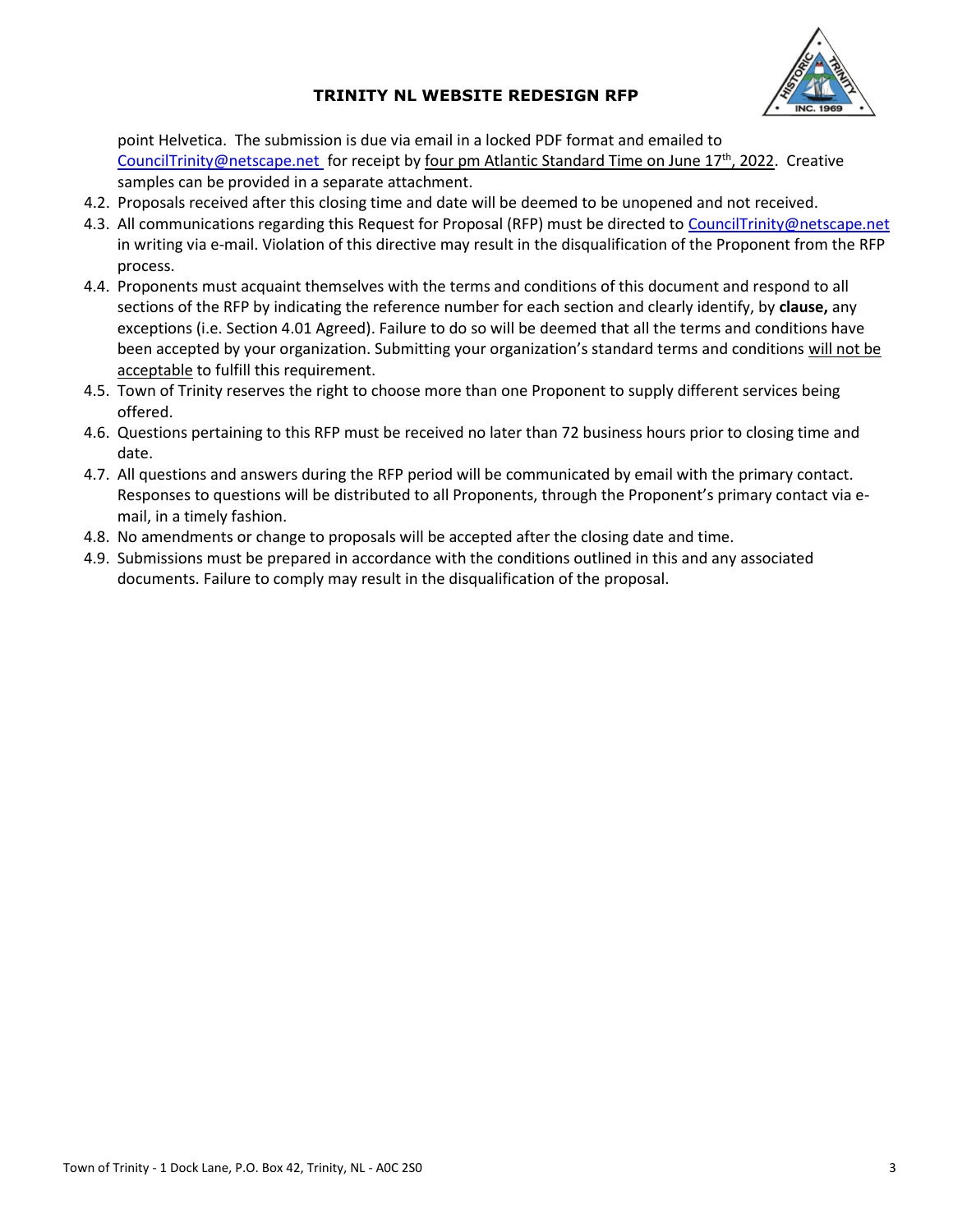point Helvetica. The submission is due via email in a locked PDF format and emailed to CouncilTrinity@netscape.net for receipt by four pm Atlantic Standard Time on June 17th, 2022. Creative samples can be provided in a separate attachment.

4.2. Proposals received after this closing time and date will be deemed to be unopened and not received.

4.3. All communications regarding this Request for Proposal (RFP) must be directed to CouncilTrinity@netscape.net in writing via e-mail. Violation of this directive may result in the disqualification of the Proponent from the RFP process.

4.4. Proponents must acquaint themselves with the terms and conditions of this document and respond to all sections of the RFP by indicating the reference number for each section and clearly identify, by **clause,** any exceptions (i.e. Section 4.01 Agreed). Failure to do so will be deemed that all the terms and conditions have been accepted by your organization. Submitting your organization's standard terms and conditions will not be acceptable to fulfill this requirement.

4.5. Town of Trinity reserves the right to choose more than one Proponent to supply different services being offered.

4.6. Questions pertaining to this RFP must be received no later than 72 business hours prior to closing time and date.

4.7. All questions and answers during the RFP period will be communicated by email with the primary contact. Responses to questions will be distributed to all Proponents, through the Proponent's primary contact via e-mail, in a timely fashion.

4.8. No amendments or change to proposals will be accepted after the closing date and time.

4.9. Submissions must be prepared in accordance with the conditions outlined in this and any associated documents. Failure to comply may result in the disqualification of the proposal.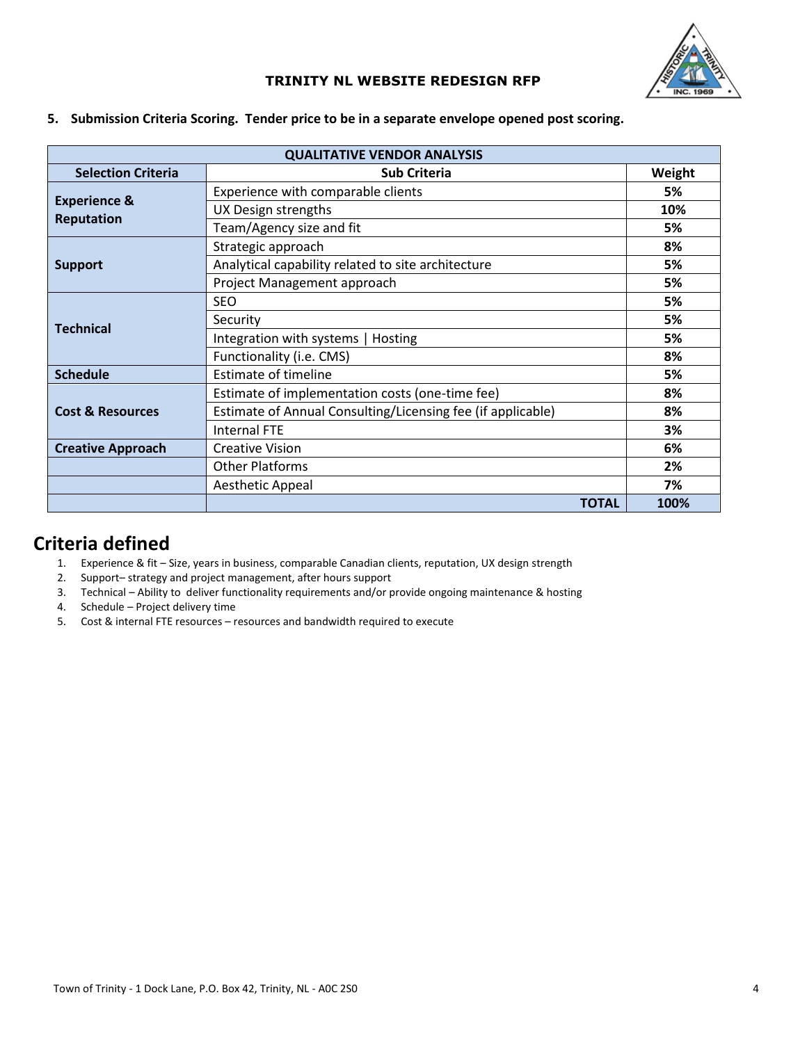**5. Submission Criteria Scoring. Tender price to be in a separate envelope opened post scoring.**

| QUALITATIVE VENDOR ANALYSIS | | |
|---|---|---|
| **Selection Criteria** | **Sub Criteria** | **Weight** |
| **Experience & Reputation** | Experience with comparable clients | **5%** |
| | UX Design strengths | **10%** |
| | Team/Agency size and fit | **5%** |
| **Support** | Strategic approach | **8%** |
| | Analytical capability related to site architecture | **5%** |
| | Project Management approach | **5%** |
| **Technical** | SEO | **5%** |
| | Security | **5%** |
| | Integration with systems \| Hosting | **5%** |
| | Functionality (i.e. CMS) | **8%** |
| **Schedule** | Estimate of timeline | **5%** |
| **Cost & Resources** | Estimate of implementation costs (one-time fee) | **8%** |
| | Estimate of Annual Consulting/Licensing fee (if applicable) | **8%** |
| | Internal FTE | **3%** |
| **Creative Approach** | Creative Vision | **6%** |
| | Other Platforms | **2%** |
| | Aesthetic Appeal | **7%** |
| | **TOTAL** | **100%** |

## Criteria defined

1. Experience & fit – Size, years in business, comparable Canadian clients, reputation, UX design strength
2. Support– strategy and project management, after hours support
3. Technical – Ability to deliver functionality requirements and/or provide ongoing maintenance & hosting
4. Schedule – Project delivery time
5. Cost & internal FTE resources – resources and bandwidth required to execute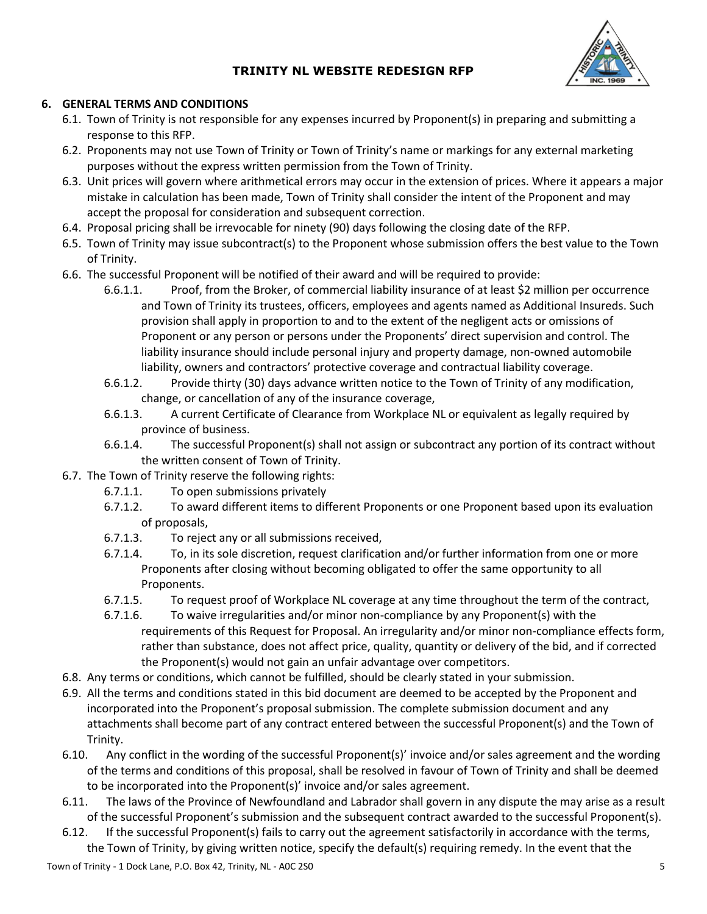## 6. GENERAL TERMS AND CONDITIONS

6.1. Town of Trinity is not responsible for any expenses incurred by Proponent(s) in preparing and submitting a response to this RFP.

6.2. Proponents may not use Town of Trinity or Town of Trinity's name or markings for any external marketing purposes without the express written permission from the Town of Trinity.

6.3. Unit prices will govern where arithmetical errors may occur in the extension of prices. Where it appears a major mistake in calculation has been made, Town of Trinity shall consider the intent of the Proponent and may accept the proposal for consideration and subsequent correction.

6.4. Proposal pricing shall be irrevocable for ninety (90) days following the closing date of the RFP.

6.5. Town of Trinity may issue subcontract(s) to the Proponent whose submission offers the best value to the Town of Trinity.

6.6. The successful Proponent will be notified of their award and will be required to provide:

- 6.6.1.1. Proof, from the Broker, of commercial liability insurance of at least $2 million per occurrence and Town of Trinity its trustees, officers, employees and agents named as Additional Insureds. Such provision shall apply in proportion to and to the extent of the negligent acts or omissions of Proponent or any person or persons under the Proponents' direct supervision and control. The liability insurance should include personal injury and property damage, non-owned automobile liability, owners and contractors' protective coverage and contractual liability coverage.
- 6.6.1.2. Provide thirty (30) days advance written notice to the Town of Trinity of any modification, change, or cancellation of any of the insurance coverage,
- 6.6.1.3. A current Certificate of Clearance from Workplace NL or equivalent as legally required by province of business.
- 6.6.1.4. The successful Proponent(s) shall not assign or subcontract any portion of its contract without the written consent of Town of Trinity.

6.7. The Town of Trinity reserve the following rights:

- 6.7.1.1. To open submissions privately
- 6.7.1.2. To award different items to different Proponents or one Proponent based upon its evaluation of proposals,
- 6.7.1.3. To reject any or all submissions received,
- 6.7.1.4. To, in its sole discretion, request clarification and/or further information from one or more Proponents after closing without becoming obligated to offer the same opportunity to all Proponents.
- 6.7.1.5. To request proof of Workplace NL coverage at any time throughout the term of the contract,
- 6.7.1.6. To waive irregularities and/or minor non-compliance by any Proponent(s) with the requirements of this Request for Proposal. An irregularity and/or minor non-compliance effects form, rather than substance, does not affect price, quality, quantity or delivery of the bid, and if corrected the Proponent(s) would not gain an unfair advantage over competitors.

6.8. Any terms or conditions, which cannot be fulfilled, should be clearly stated in your submission.

6.9. All the terms and conditions stated in this bid document are deemed to be accepted by the Proponent and incorporated into the Proponent's proposal submission. The complete submission document and any attachments shall become part of any contract entered between the successful Proponent(s) and the Town of Trinity.

6.10. Any conflict in the wording of the successful Proponent(s)' invoice and/or sales agreement and the wording of the terms and conditions of this proposal, shall be resolved in favour of Town of Trinity and shall be deemed to be incorporated into the Proponent(s)' invoice and/or sales agreement.

6.11. The laws of the Province of Newfoundland and Labrador shall govern in any dispute the may arise as a result of the successful Proponent's submission and the subsequent contract awarded to the successful Proponent(s).

6.12. If the successful Proponent(s) fails to carry out the agreement satisfactorily in accordance with the terms, the Town of Trinity, by giving written notice, specify the default(s) requiring remedy. In the event that the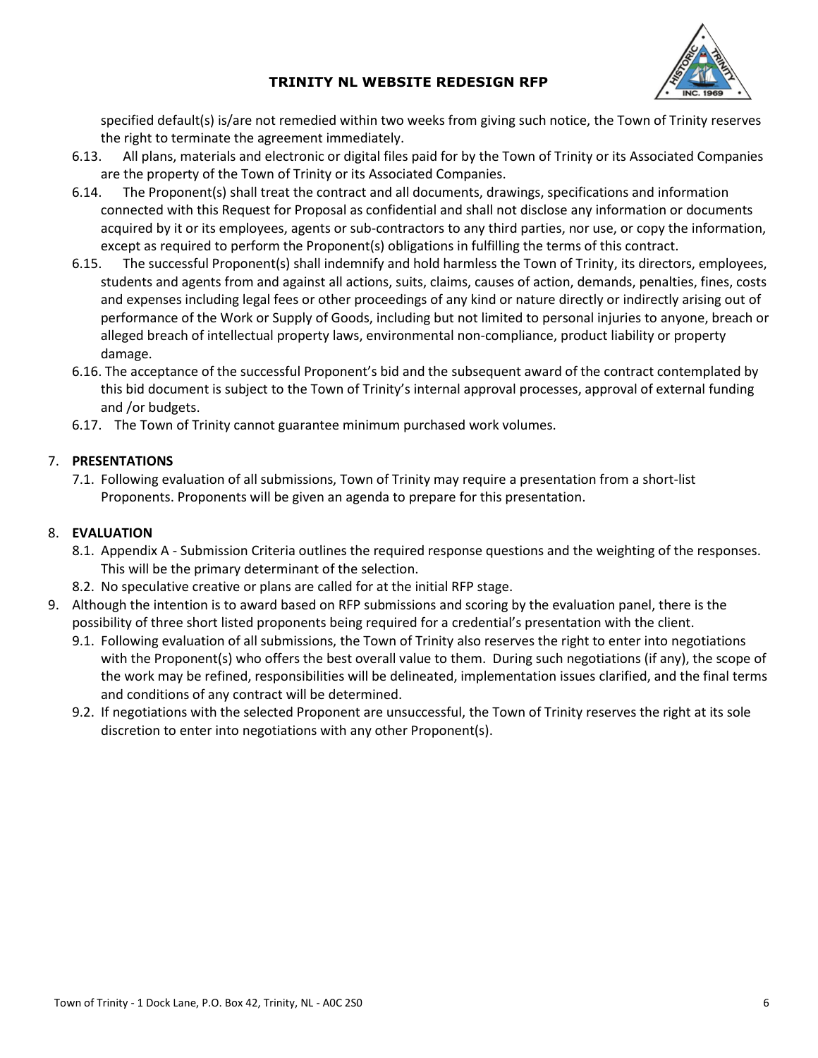specified default(s) is/are not remedied within two weeks from giving such notice, the Town of Trinity reserves the right to terminate the agreement immediately.

6.13. All plans, materials and electronic or digital files paid for by the Town of Trinity or its Associated Companies are the property of the Town of Trinity or its Associated Companies.

6.14. The Proponent(s) shall treat the contract and all documents, drawings, specifications and information connected with this Request for Proposal as confidential and shall not disclose any information or documents acquired by it or its employees, agents or sub-contractors to any third parties, nor use, or copy the information, except as required to perform the Proponent(s) obligations in fulfilling the terms of this contract.

6.15. The successful Proponent(s) shall indemnify and hold harmless the Town of Trinity, its directors, employees, students and agents from and against all actions, suits, claims, causes of action, demands, penalties, fines, costs and expenses including legal fees or other proceedings of any kind or nature directly or indirectly arising out of performance of the Work or Supply of Goods, including but not limited to personal injuries to anyone, breach or alleged breach of intellectual property laws, environmental non-compliance, product liability or property damage.

6.16. The acceptance of the successful Proponent's bid and the subsequent award of the contract contemplated by this bid document is subject to the Town of Trinity's internal approval processes, approval of external funding and /or budgets.

6.17. The Town of Trinity cannot guarantee minimum purchased work volumes.

## 7. PRESENTATIONS

7.1. Following evaluation of all submissions, Town of Trinity may require a presentation from a short-list Proponents. Proponents will be given an agenda to prepare for this presentation.

## 8. EVALUATION

8.1. Appendix A - Submission Criteria outlines the required response questions and the weighting of the responses. This will be the primary determinant of the selection.

8.2. No speculative creative or plans are called for at the initial RFP stage.

9. Although the intention is to award based on RFP submissions and scoring by the evaluation panel, there is the possibility of three short listed proponents being required for a credential's presentation with the client.

9.1. Following evaluation of all submissions, the Town of Trinity also reserves the right to enter into negotiations with the Proponent(s) who offers the best overall value to them. During such negotiations (if any), the scope of the work may be refined, responsibilities will be delineated, implementation issues clarified, and the final terms and conditions of any contract will be determined.

9.2. If negotiations with the selected Proponent are unsuccessful, the Town of Trinity reserves the right at its sole discretion to enter into negotiations with any other Proponent(s).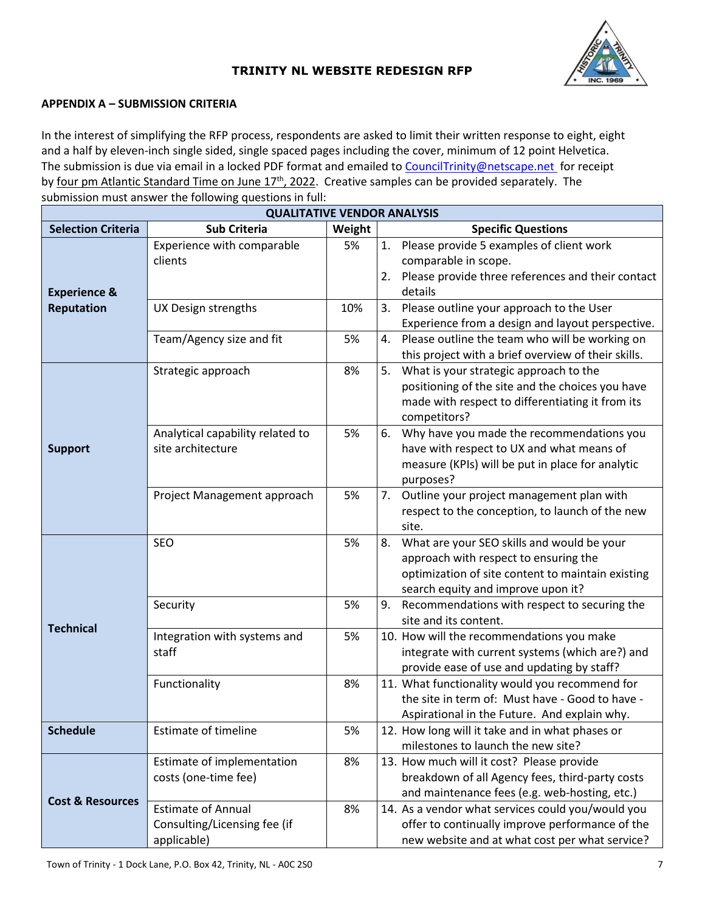### TRINITY NL WEBSITE REDESIGN RFP

#### APPENDIX A – SUBMISSION CRITERIA

In the interest of simplifying the RFP process, respondents are asked to limit their written response to eight, eight and a half by eleven-inch single sided, single spaced pages including the cover, minimum of 12 point Helvetica. The submission is due via email in a locked PDF format and emailed to CouncilTrinity@netscape.net for receipt by four pm Atlantic Standard Time on June 17th, 2022. Creative samples can be provided separately. The submission must answer the following questions in full:

| QUALITATIVE VENDOR ANALYSIS | | | |
|---|---|---|---|
| **Selection Criteria** | **Sub Criteria** | **Weight** | **Specific Questions** |
| **Experience & Reputation** | Experience with comparable clients | 5% | 1. Please provide 5 examples of client work comparable in scope. 2. Please provide three references and their contact details |
| | UX Design strengths | 10% | 3. Please outline your approach to the User Experience from a design and layout perspective. |
| | Team/Agency size and fit | 5% | 4. Please outline the team who will be working on this project with a brief overview of their skills. |
| **Support** | Strategic approach | 8% | 5. What is your strategic approach to the positioning of the site and the choices you have made with respect to differentiating it from its competitors? |
| | Analytical capability related to site architecture | 5% | 6. Why have you made the recommendations you have with respect to UX and what means of measure (KPIs) will be put in place for analytic purposes? |
| | Project Management approach | 5% | 7. Outline your project management plan with respect to the conception, to launch of the new site. |
| **Technical** | SEO | 5% | 8. What are your SEO skills and would be your approach with respect to ensuring the optimization of site content to maintain existing search equity and improve upon it? |
| | Security | 5% | 9. Recommendations with respect to securing the site and its content. |
| | Integration with systems and staff | 5% | 10. How will the recommendations you make integrate with current systems (which are?) and provide ease of use and updating by staff? |
| | Functionality | 8% | 11. What functionality would you recommend for the site in term of: Must have - Good to have - Aspirational in the Future. And explain why. |
| **Schedule** | Estimate of timeline | 5% | 12. How long will it take and in what phases or milestones to launch the new site? |
| **Cost & Resources** | Estimate of implementation costs (one-time fee) | 8% | 13. How much will it cost? Please provide breakdown of all Agency fees, third-party costs and maintenance fees (e.g. web-hosting, etc.) |
| | Estimate of Annual Consulting/Licensing fee (if applicable) | 8% | 14. As a vendor what services could you/would you offer to continually improve performance of the new website and at what cost per what service? |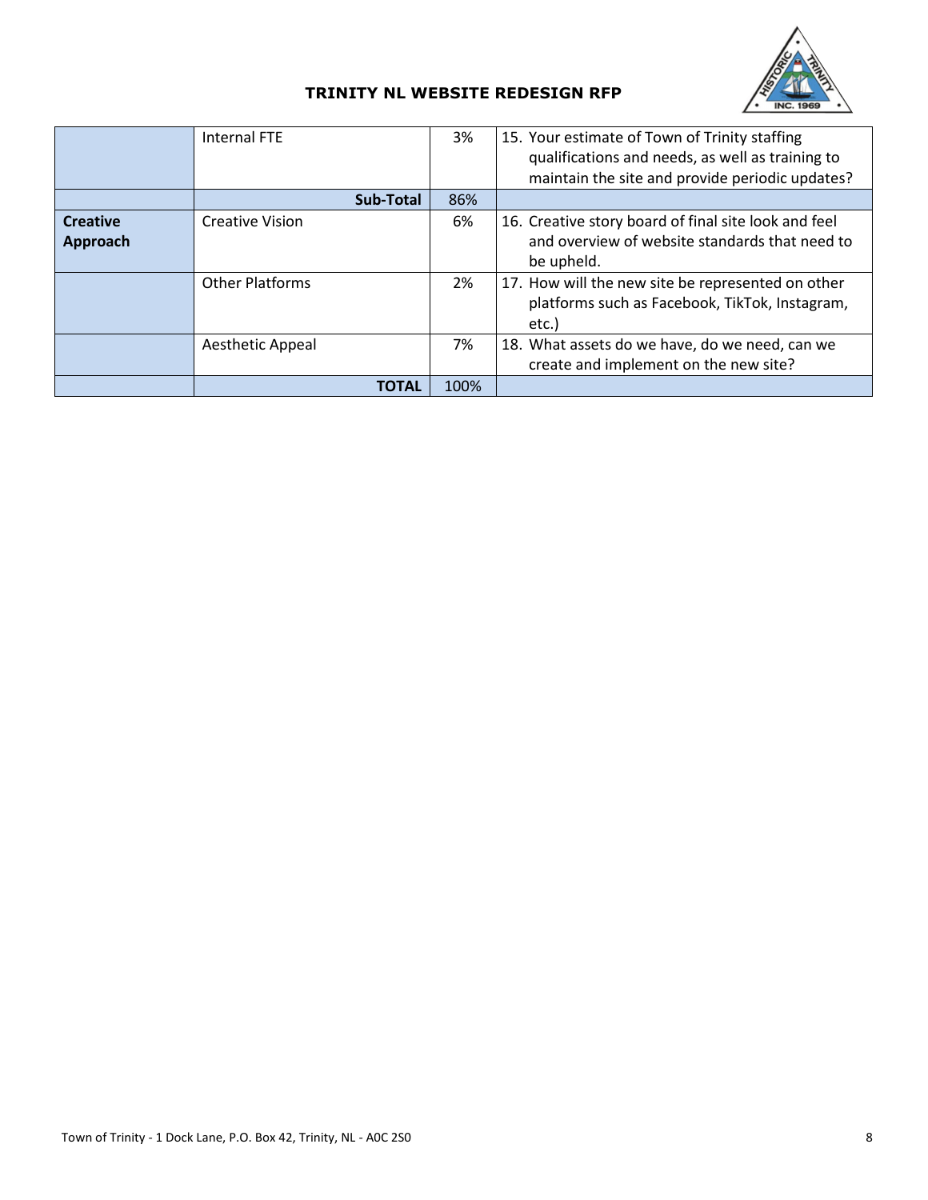|  | Internal FTE | 3% | 15. Your estimate of Town of Trinity staffing qualifications and needs, as well as training to maintain the site and provide periodic updates? |
|---|---|---|---|
|  | **Sub-Total** | 86% |  |
| **Creative Approach** | Creative Vision | 6% | 16. Creative story board of final site look and feel and overview of website standards that need to be upheld. |
|  | Other Platforms | 2% | 17. How will the new site be represented on other platforms such as Facebook, TikTok, Instagram, etc.) |
|  | Aesthetic Appeal | 7% | 18. What assets do we have, do we need, can we create and implement on the new site? |
|  | **TOTAL** | 100% |  |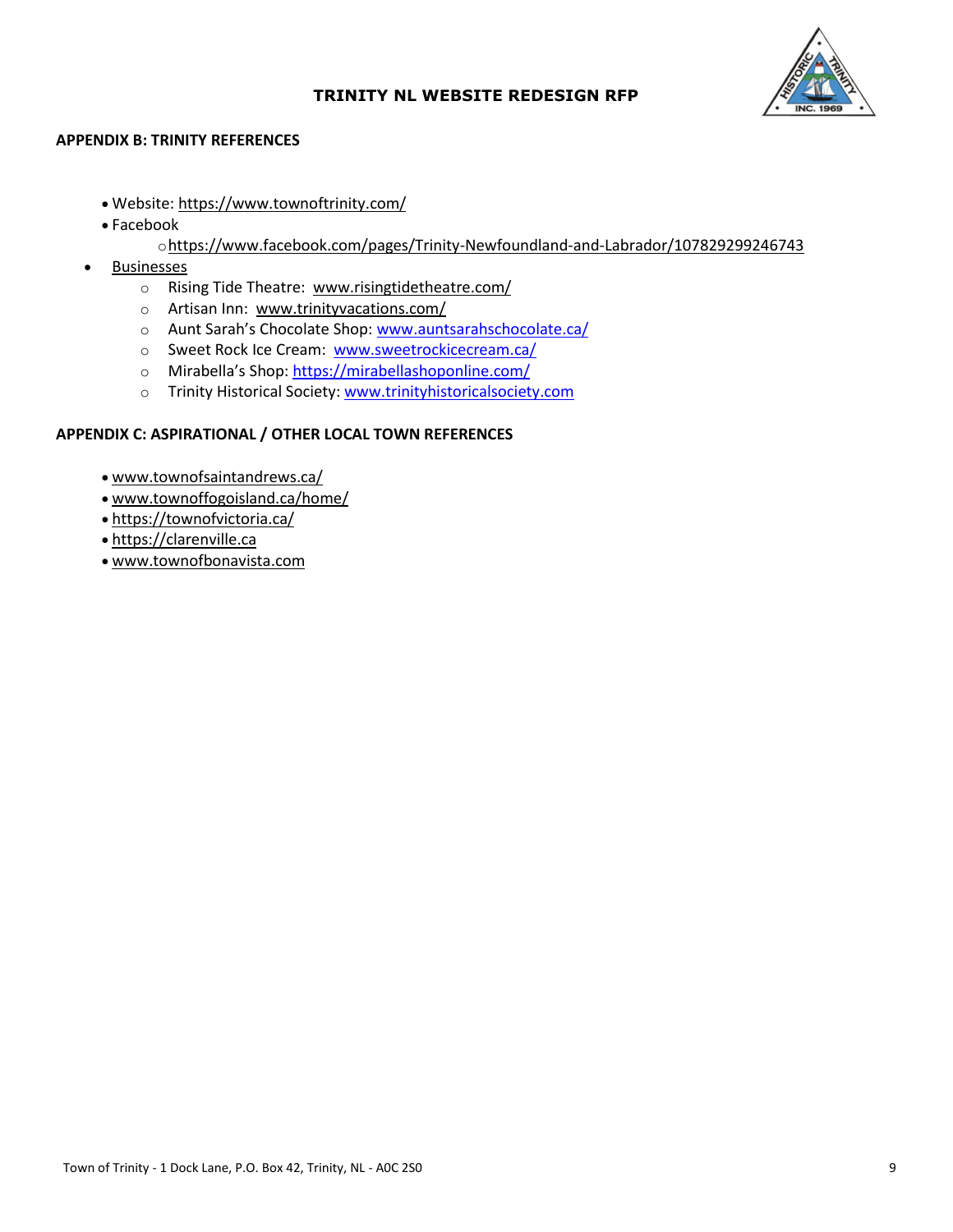**APPENDIX B: TRINITY REFERENCES**

- Website: https://www.townoftrinity.com/
- Facebook
  - https://www.facebook.com/pages/Trinity-Newfoundland-and-Labrador/107829299246743
- Businesses
  - Rising Tide Theatre: www.risingtidetheatre.com/
  - Artisan Inn: www.trinityvacations.com/
  - Aunt Sarah's Chocolate Shop: www.auntsarahschocolate.ca/
  - Sweet Rock Ice Cream: www.sweetrockicecream.ca/
  - Mirabella's Shop: https://mirabellashoponline.com/
  - Trinity Historical Society: www.trinityhistoricalsociety.com

**APPENDIX C: ASPIRATIONAL / OTHER LOCAL TOWN REFERENCES**

- www.townofsaintandrews.ca/
- www.townoffogoisland.ca/home/
- https://townofvictoria.ca/
- https://clarenville.ca
- www.townofbonavista.com